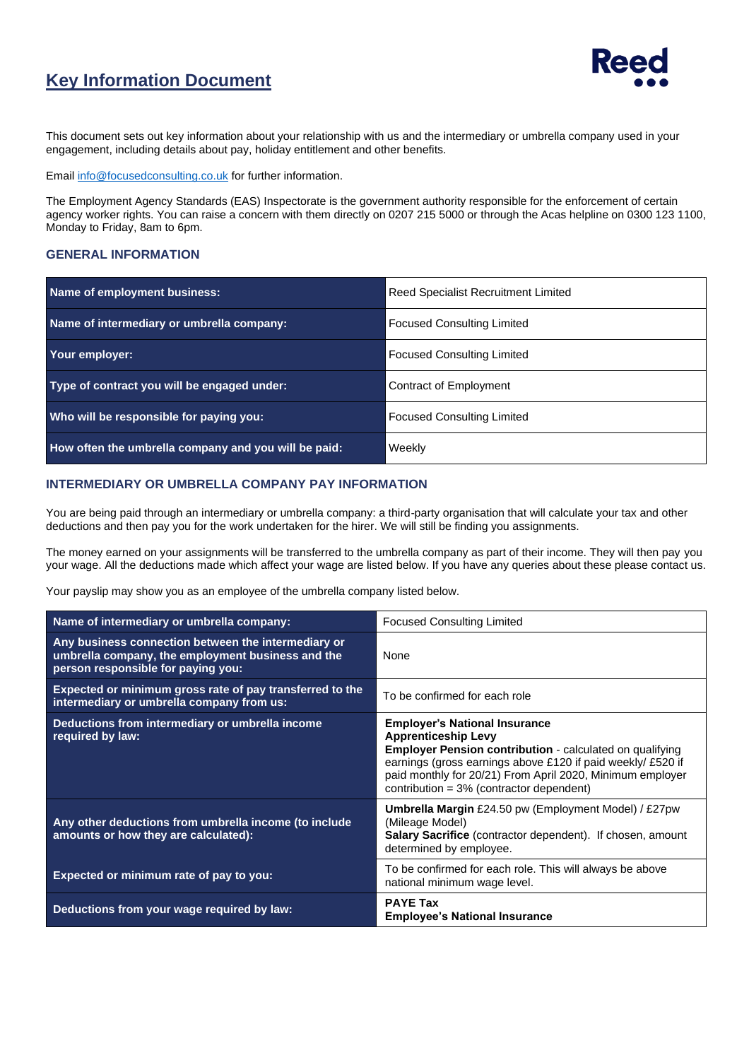# Key Information Document

Reed

This document sets out key information about your relationship with us and the intermediary or umbrella company used in your engagement, including details about pay, holiday entitlement and other benefits.

Email info@focusedconsulting.co.uk for further information.

The Employment Agency Standards (EAS) Inspectorate is the government authority responsible for the enforcement of certain agency worker rights. You can raise a concern with them directly on 0207 215 5000 or through the Acas helpline on 0300 123 1100, Monday to Friday, 8am to 6pm.

## GENERAL INFORMATION

| | |
|---|---|
| **Name of employment business:** | Reed Specialist Recruitment Limited |
| **Name of intermediary or umbrella company:** | Focused Consulting Limited |
| **Your employer:** | Focused Consulting Limited |
| **Type of contract you will be engaged under:** | Contract of Employment |
| **Who will be responsible for paying you:** | Focused Consulting Limited |
| **How often the umbrella company and you will be paid:** | Weekly |

## INTERMEDIARY OR UMBRELLA COMPANY PAY INFORMATION

You are being paid through an intermediary or umbrella company: a third-party organisation that will calculate your tax and other deductions and then pay you for the work undertaken for the hirer. We will still be finding you assignments.

The money earned on your assignments will be transferred to the umbrella company as part of their income. They will then pay you your wage. All the deductions made which affect your wage are listed below. If you have any queries about these please contact us.

Your payslip may show you as an employee of the umbrella company listed below.

| | |
|---|---|
| **Name of intermediary or umbrella company:** | Focused Consulting Limited |
| **Any business connection between the intermediary or umbrella company, the employment business and the person responsible for paying you:** | None |
| **Expected or minimum gross rate of pay transferred to the intermediary or umbrella company from us:** | To be confirmed for each role |
| **Deductions from intermediary or umbrella income required by law:** | **Employer's National Insurance**<br>**Apprenticeship Levy**<br>**Employer Pension contribution** - calculated on qualifying earnings (gross earnings above £120 if paid weekly/ £520 if paid monthly for 20/21) From April 2020, Minimum employer contribution = 3% (contractor dependent) |
| **Any other deductions from umbrella income (to include amounts or how they are calculated):** | **Umbrella Margin** £24.50 pw (Employment Model) / £27pw (Mileage Model)<br>**Salary Sacrifice** (contractor dependent). If chosen, amount determined by employee. |
| **Expected or minimum rate of pay to you:** | To be confirmed for each role. This will always be above national minimum wage level. |
| **Deductions from your wage required by law:** | **PAYE Tax**<br>**Employee's National Insurance** |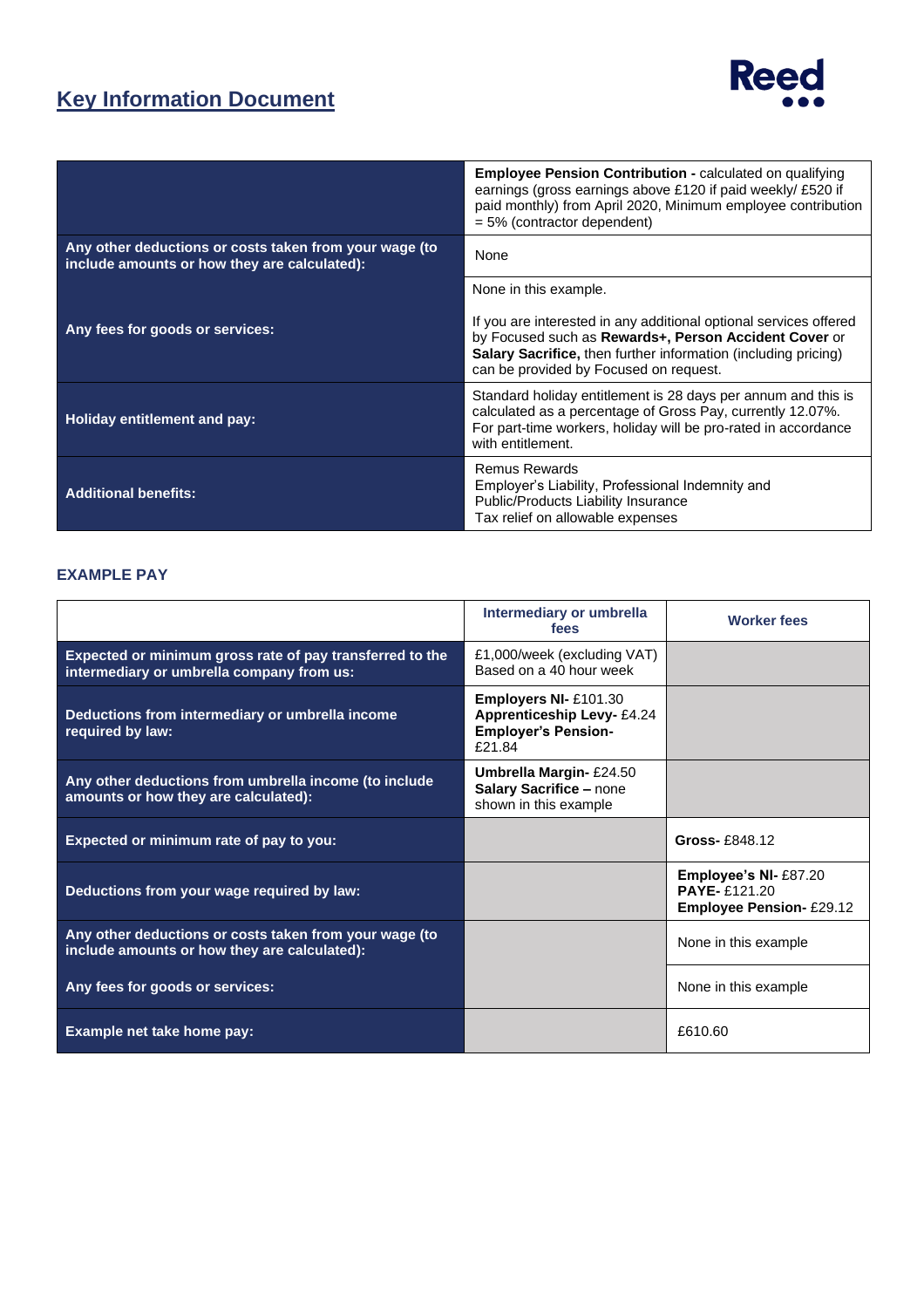## Key Information Document

| | |
|---|---|
| | **Employee Pension Contribution -** calculated on qualifying earnings (gross earnings above £120 if paid weekly/ £520 if paid monthly) from April 2020, Minimum employee contribution = 5% (contractor dependent) |
| **Any other deductions or costs taken from your wage (to include amounts or how they are calculated):** | None |
| **Any fees for goods or services:** | None in this example.<br><br>If you are interested in any additional optional services offered by Focused such as **Rewards+, Person Accident Cover** or **Salary Sacrifice,** then further information (including pricing) can be provided by Focused on request. |
| **Holiday entitlement and pay:** | Standard holiday entitlement is 28 days per annum and this is calculated as a percentage of Gross Pay, currently 12.07%. For part-time workers, holiday will be pro-rated in accordance with entitlement. |
| **Additional benefits:** | Remus Rewards<br>Employer's Liability, Professional Indemnity and Public/Products Liability Insurance<br>Tax relief on allowable expenses |

### EXAMPLE PAY

| | Intermediary or umbrella fees | Worker fees |
|---|---|---|
| **Expected or minimum gross rate of pay transferred to the intermediary or umbrella company from us:** | £1,000/week (excluding VAT)<br>Based on a 40 hour week | |
| **Deductions from intermediary or umbrella income required by law:** | **Employers NI-** £101.30<br>**Apprenticeship Levy-** £4.24<br>**Employer's Pension-** £21.84 | |
| **Any other deductions from umbrella income (to include amounts or how they are calculated):** | **Umbrella Margin-** £24.50<br>**Salary Sacrifice –** none shown in this example | |
| **Expected or minimum rate of pay to you:** | | **Gross-** £848.12 |
| **Deductions from your wage required by law:** | | **Employee's NI-** £87.20<br>**PAYE-** £121.20<br>**Employee Pension-** £29.12 |
| **Any other deductions or costs taken from your wage (to include amounts or how they are calculated):** | | None in this example |
| **Any fees for goods or services:** | | None in this example |
| **Example net take home pay:** | | £610.60 |